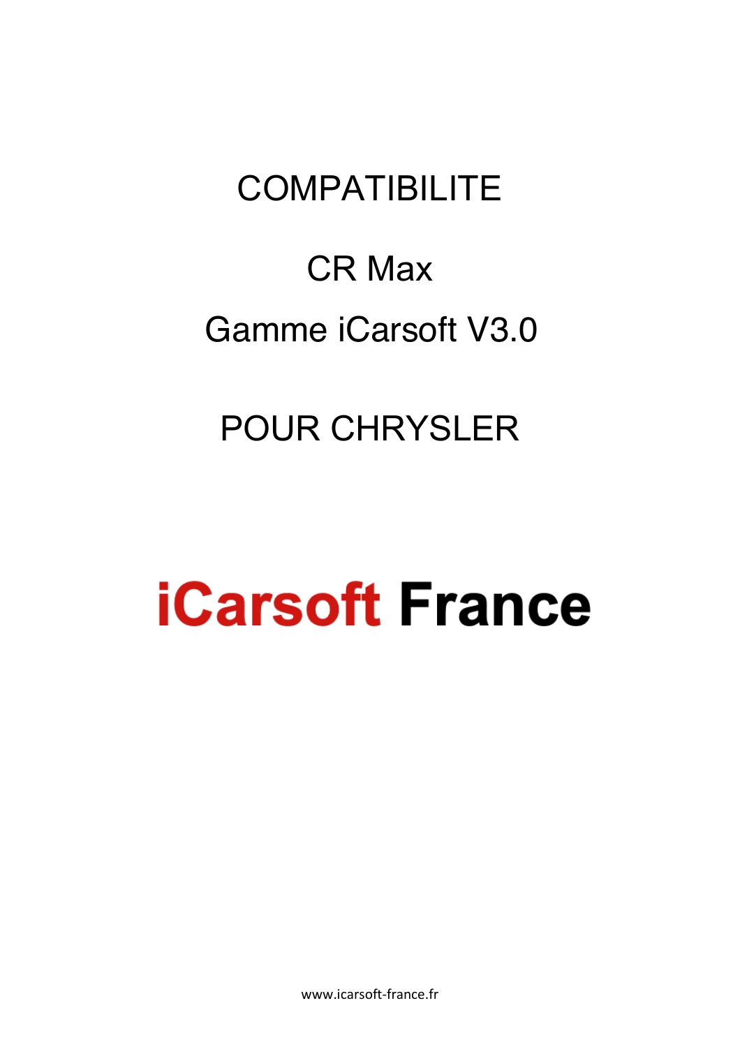# COMPATIBILITE

## CR Max

## Gamme iCarsoft V3.0

## POUR CHRYSLER

**iCarsoft France**

www.icarsoft-france.fr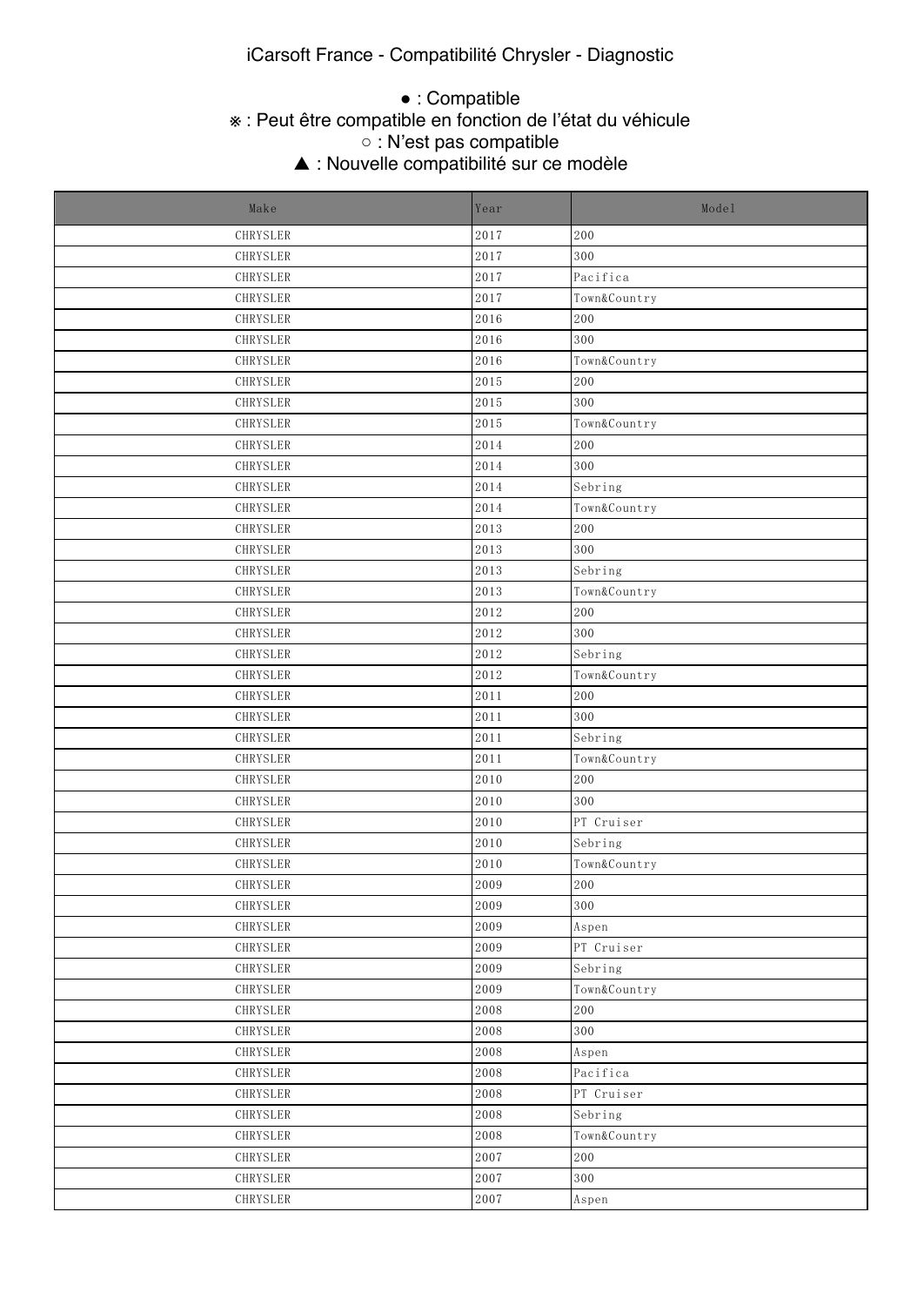iCarsoft France - Compatibilité Chrysler - Diagnostic

● : Compatible
※ : Peut être compatible en fonction de l'état du véhicule
○ : N'est pas compatible
▲ : Nouvelle compatibilité sur ce modèle

| Make | Year | Model |
|---|---|---|
| CHRYSLER | 2017 | 200 |
| CHRYSLER | 2017 | 300 |
| CHRYSLER | 2017 | Pacifica |
| CHRYSLER | 2017 | Town&Country |
| CHRYSLER | 2016 | 200 |
| CHRYSLER | 2016 | 300 |
| CHRYSLER | 2016 | Town&Country |
| CHRYSLER | 2015 | 200 |
| CHRYSLER | 2015 | 300 |
| CHRYSLER | 2015 | Town&Country |
| CHRYSLER | 2014 | 200 |
| CHRYSLER | 2014 | 300 |
| CHRYSLER | 2014 | Sebring |
| CHRYSLER | 2014 | Town&Country |
| CHRYSLER | 2013 | 200 |
| CHRYSLER | 2013 | 300 |
| CHRYSLER | 2013 | Sebring |
| CHRYSLER | 2013 | Town&Country |
| CHRYSLER | 2012 | 200 |
| CHRYSLER | 2012 | 300 |
| CHRYSLER | 2012 | Sebring |
| CHRYSLER | 2012 | Town&Country |
| CHRYSLER | 2011 | 200 |
| CHRYSLER | 2011 | 300 |
| CHRYSLER | 2011 | Sebring |
| CHRYSLER | 2011 | Town&Country |
| CHRYSLER | 2010 | 200 |
| CHRYSLER | 2010 | 300 |
| CHRYSLER | 2010 | PT Cruiser |
| CHRYSLER | 2010 | Sebring |
| CHRYSLER | 2010 | Town&Country |
| CHRYSLER | 2009 | 200 |
| CHRYSLER | 2009 | 300 |
| CHRYSLER | 2009 | Aspen |
| CHRYSLER | 2009 | PT Cruiser |
| CHRYSLER | 2009 | Sebring |
| CHRYSLER | 2009 | Town&Country |
| CHRYSLER | 2008 | 200 |
| CHRYSLER | 2008 | 300 |
| CHRYSLER | 2008 | Aspen |
| CHRYSLER | 2008 | Pacifica |
| CHRYSLER | 2008 | PT Cruiser |
| CHRYSLER | 2008 | Sebring |
| CHRYSLER | 2008 | Town&Country |
| CHRYSLER | 2007 | 200 |
| CHRYSLER | 2007 | 300 |
| CHRYSLER | 2007 | Aspen |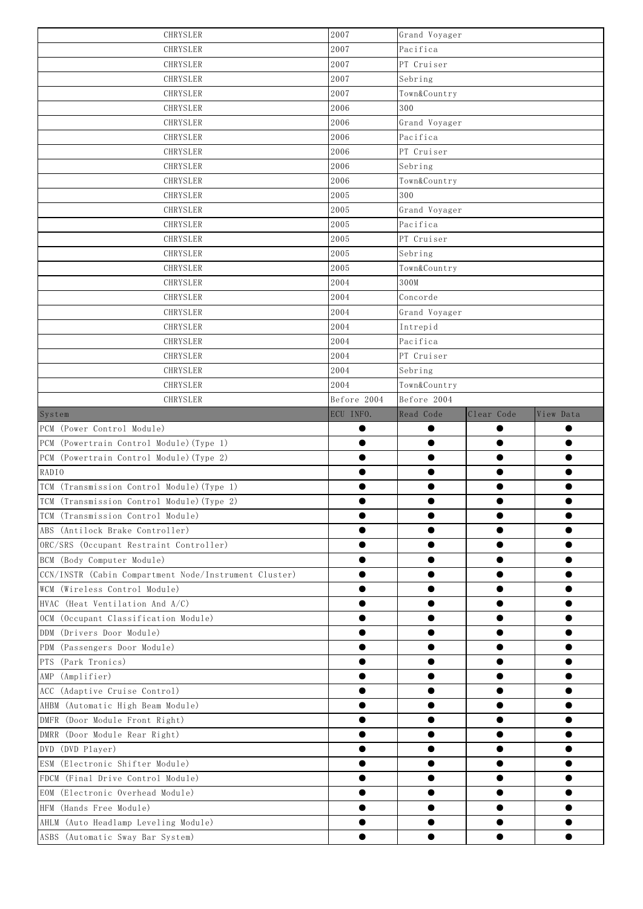| | | | | |
|---|---|---|---|---|
| CHRYSLER | 2007 | Grand Voyager | | |
| CHRYSLER | 2007 | Pacifica | | |
| CHRYSLER | 2007 | PT Cruiser | | |
| CHRYSLER | 2007 | Sebring | | |
| CHRYSLER | 2007 | Town&Country | | |
| CHRYSLER | 2006 | 300 | | |
| CHRYSLER | 2006 | Grand Voyager | | |
| CHRYSLER | 2006 | Pacifica | | |
| CHRYSLER | 2006 | PT Cruiser | | |
| CHRYSLER | 2006 | Sebring | | |
| CHRYSLER | 2006 | Town&Country | | |
| CHRYSLER | 2005 | 300 | | |
| CHRYSLER | 2005 | Grand Voyager | | |
| CHRYSLER | 2005 | Pacifica | | |
| CHRYSLER | 2005 | PT Cruiser | | |
| CHRYSLER | 2005 | Sebring | | |
| CHRYSLER | 2005 | Town&Country | | |
| CHRYSLER | 2004 | 300M | | |
| CHRYSLER | 2004 | Concorde | | |
| CHRYSLER | 2004 | Grand Voyager | | |
| CHRYSLER | 2004 | Intrepid | | |
| CHRYSLER | 2004 | Pacifica | | |
| CHRYSLER | 2004 | PT Cruiser | | |
| CHRYSLER | 2004 | Sebring | | |
| CHRYSLER | 2004 | Town&Country | | |
| CHRYSLER | Before 2004 | Before 2004 | | |
| **System** | **ECU INFO.** | **Read Code** | **Clear Code** | **View Data** |
| PCM (Power Control Module) | ● | ● | ● | ● |
| PCM (Powertrain Control Module)(Type 1) | ● | ● | ● | ● |
| PCM (Powertrain Control Module)(Type 2) | ● | ● | ● | ● |
| RADIO | ● | ● | ● | ● |
| TCM (Transmission Control Module)(Type 1) | ● | ● | ● | ● |
| TCM (Transmission Control Module)(Type 2) | ● | ● | ● | ● |
| TCM (Transmission Control Module) | ● | ● | ● | ● |
| ABS (Antilock Brake Controller) | ● | ● | ● | ● |
| ORC/SRS (Occupant Restraint Controller) | ● | ● | ● | ● |
| BCM (Body Computer Module) | ● | ● | ● | ● |
| CCN/INSTR (Cabin Compartment Node/Instrument Cluster) | ● | ● | ● | ● |
| WCM (Wireless Control Module) | ● | ● | ● | ● |
| HVAC (Heat Ventilation And A/C) | ● | ● | ● | ● |
| OCM (Occupant Classification Module) | ● | ● | ● | ● |
| DDM (Drivers Door Module) | ● | ● | ● | ● |
| PDM (Passengers Door Module) | ● | ● | ● | ● |
| PTS (Park Tronics) | ● | ● | ● | ● |
| AMP (Amplifier) | ● | ● | ● | ● |
| ACC (Adaptive Cruise Control) | ● | ● | ● | ● |
| AHBM (Automatic High Beam Module) | ● | ● | ● | ● |
| DMFR (Door Module Front Right) | ● | ● | ● | ● |
| DMRR (Door Module Rear Right) | ● | ● | ● | ● |
| DVD (DVD Player) | ● | ● | ● | ● |
| ESM (Electronic Shifter Module) | ● | ● | ● | ● |
| FDCM (Final Drive Control Module) | ● | ● | ● | ● |
| EOM (Electronic Overhead Module) | ● | ● | ● | ● |
| HFM (Hands Free Module) | ● | ● | ● | ● |
| AHLM (Auto Headlamp Leveling Module) | ● | ● | ● | ● |
| ASBS (Automatic Sway Bar System) | ● | ● | ● | ● |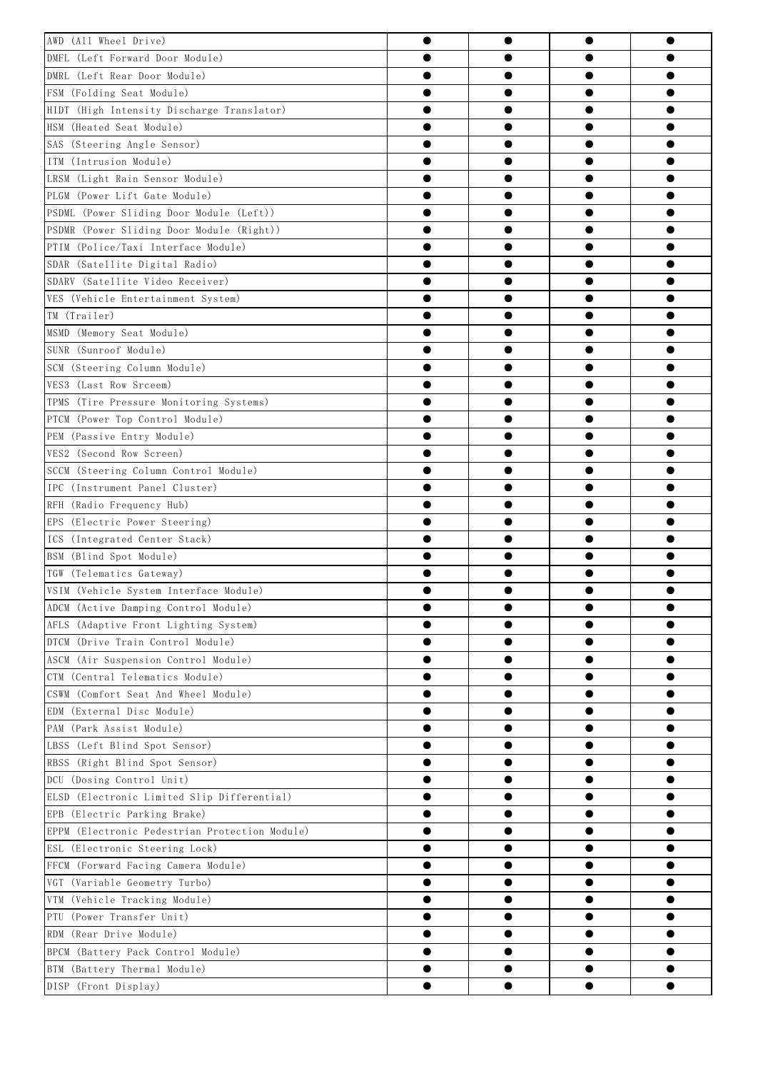| | | | | |
|---|---|---|---|---|
| AWD (All Wheel Drive) | ● | ● | ● | ● |
| DMFL (Left Forward Door Module) | ● | ● | ● | ● |
| DMRL (Left Rear Door Module) | ● | ● | ● | ● |
| FSM (Folding Seat Module) | ● | ● | ● | ● |
| HIDT (High Intensity Discharge Translator) | ● | ● | ● | ● |
| HSM (Heated Seat Module) | ● | ● | ● | ● |
| SAS (Steering Angle Sensor) | ● | ● | ● | ● |
| ITM (Intrusion Module) | ● | ● | ● | ● |
| LRSM (Light Rain Sensor Module) | ● | ● | ● | ● |
| PLGM (Power Lift Gate Module) | ● | ● | ● | ● |
| PSDML (Power Sliding Door Module (Left)) | ● | ● | ● | ● |
| PSDMR (Power Sliding Door Module (Right)) | ● | ● | ● | ● |
| PTIM (Police/Taxi Interface Module) | ● | ● | ● | ● |
| SDAR (Satellite Digital Radio) | ● | ● | ● | ● |
| SDARV (Satellite Video Receiver) | ● | ● | ● | ● |
| VES (Vehicle Entertainment System) | ● | ● | ● | ● |
| TM (Trailer) | ● | ● | ● | ● |
| MSMD (Memory Seat Module) | ● | ● | ● | ● |
| SUNR (Sunroof Module) | ● | ● | ● | ● |
| SCM (Steering Column Module) | ● | ● | ● | ● |
| VES3 (Last Row Srceem) | ● | ● | ● | ● |
| TPMS (Tire Pressure Monitoring Systems) | ● | ● | ● | ● |
| PTCM (Power Top Control Module) | ● | ● | ● | ● |
| PEM (Passive Entry Module) | ● | ● | ● | ● |
| VES2 (Second Row Screen) | ● | ● | ● | ● |
| SCCM (Steering Column Control Module) | ● | ● | ● | ● |
| IPC (Instrument Panel Cluster) | ● | ● | ● | ● |
| RFH (Radio Frequency Hub) | ● | ● | ● | ● |
| EPS (Electric Power Steering) | ● | ● | ● | ● |
| ICS (Integrated Center Stack) | ● | ● | ● | ● |
| BSM (Blind Spot Module) | ● | ● | ● | ● |
| TGW (Telematics Gateway) | ● | ● | ● | ● |
| VSIM (Vehicle System Interface Module) | ● | ● | ● | ● |
| ADCM (Active Damping Control Module) | ● | ● | ● | ● |
| AFLS (Adaptive Front Lighting System) | ● | ● | ● | ● |
| DTCM (Drive Train Control Module) | ● | ● | ● | ● |
| ASCM (Air Suspension Control Module) | ● | ● | ● | ● |
| CTM (Central Telematics Module) | ● | ● | ● | ● |
| CSWM (Comfort Seat And Wheel Module) | ● | ● | ● | ● |
| EDM (External Disc Module) | ● | ● | ● | ● |
| PAM (Park Assist Module) | ● | ● | ● | ● |
| LBSS (Left Blind Spot Sensor) | ● | ● | ● | ● |
| RBSS (Right Blind Spot Sensor) | ● | ● | ● | ● |
| DCU (Dosing Control Unit) | ● | ● | ● | ● |
| ELSD (Electronic Limited Slip Differential) | ● | ● | ● | ● |
| EPB (Electric Parking Brake) | ● | ● | ● | ● |
| EPPM (Electronic Pedestrian Protection Module) | ● | ● | ● | ● |
| ESL (Electronic Steering Lock) | ● | ● | ● | ● |
| FFCM (Forward Facing Camera Module) | ● | ● | ● | ● |
| VGT (Variable Geometry Turbo) | ● | ● | ● | ● |
| VTM (Vehicle Tracking Module) | ● | ● | ● | ● |
| PTU (Power Transfer Unit) | ● | ● | ● | ● |
| RDM (Rear Drive Module) | ● | ● | ● | ● |
| BPCM (Battery Pack Control Module) | ● | ● | ● | ● |
| BTM (Battery Thermal Module) | ● | ● | ● | ● |
| DISP (Front Display) | ● | ● | ● | ● |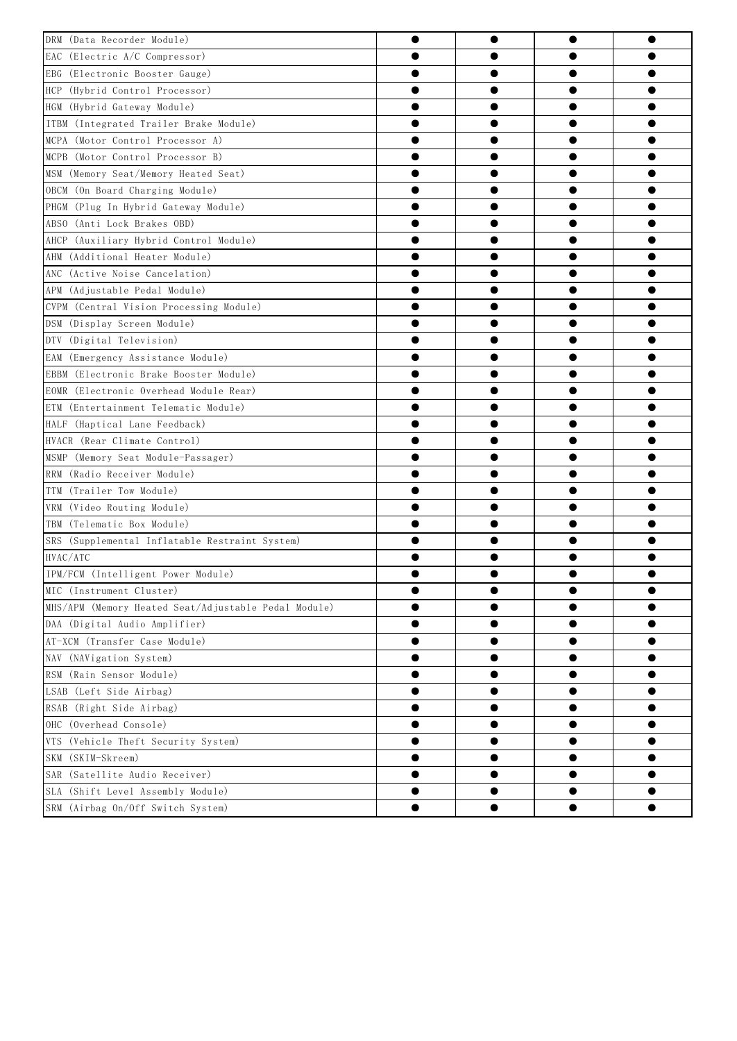| | | | | |
|---|---|---|---|---|
| DRM (Data Recorder Module) | ● | ● | ● | ● |
| EAC (Electric A/C Compressor) | ● | ● | ● | ● |
| EBG (Electronic Booster Gauge) | ● | ● | ● | ● |
| HCP (Hybrid Control Processor) | ● | ● | ● | ● |
| HGM (Hybrid Gateway Module) | ● | ● | ● | ● |
| ITBM (Integrated Trailer Brake Module) | ● | ● | ● | ● |
| MCPA (Motor Control Processor A) | ● | ● | ● | ● |
| MCPB (Motor Control Processor B) | ● | ● | ● | ● |
| MSM (Memory Seat/Memory Heated Seat) | ● | ● | ● | ● |
| OBCM (On Board Charging Module) | ● | ● | ● | ● |
| PHGM (Plug In Hybrid Gateway Module) | ● | ● | ● | ● |
| ABSO (Anti Lock Brakes OBD) | ● | ● | ● | ● |
| AHCP (Auxiliary Hybrid Control Module) | ● | ● | ● | ● |
| AHM (Additional Heater Module) | ● | ● | ● | ● |
| ANC (Active Noise Cancelation) | ● | ● | ● | ● |
| APM (Adjustable Pedal Module) | ● | ● | ● | ● |
| CVPM (Central Vision Processing Module) | ● | ● | ● | ● |
| DSM (Display Screen Module) | ● | ● | ● | ● |
| DTV (Digital Television) | ● | ● | ● | ● |
| EAM (Emergency Assistance Module) | ● | ● | ● | ● |
| EBBM (Electronic Brake Booster Module) | ● | ● | ● | ● |
| EOMR (Electronic Overhead Module Rear) | ● | ● | ● | ● |
| ETM (Entertainment Telematic Module) | ● | ● | ● | ● |
| HALF (Haptical Lane Feedback) | ● | ● | ● | ● |
| HVACR (Rear Climate Control) | ● | ● | ● | ● |
| MSMP (Memory Seat Module-Passager) | ● | ● | ● | ● |
| RRM (Radio Receiver Module) | ● | ● | ● | ● |
| TTM (Trailer Tow Module) | ● | ● | ● | ● |
| VRM (Video Routing Module) | ● | ● | ● | ● |
| TBM (Telematic Box Module) | ● | ● | ● | ● |
| SRS (Supplemental Inflatable Restraint System) | ● | ● | ● | ● |
| HVAC/ATC | ● | ● | ● | ● |
| IPM/FCM (Intelligent Power Module) | ● | ● | ● | ● |
| MIC (Instrument Cluster) | ● | ● | ● | ● |
| MHS/APM (Memory Heated Seat/Adjustable Pedal Module) | ● | ● | ● | ● |
| DAA (Digital Audio Amplifier) | ● | ● | ● | ● |
| AT-XCM (Transfer Case Module) | ● | ● | ● | ● |
| NAV (NAVigation System) | ● | ● | ● | ● |
| RSM (Rain Sensor Module) | ● | ● | ● | ● |
| LSAB (Left Side Airbag) | ● | ● | ● | ● |
| RSAB (Right Side Airbag) | ● | ● | ● | ● |
| OHC (Overhead Console) | ● | ● | ● | ● |
| VTS (Vehicle Theft Security System) | ● | ● | ● | ● |
| SKM (SKIM-Skreem) | ● | ● | ● | ● |
| SAR (Satellite Audio Receiver) | ● | ● | ● | ● |
| SLA (Shift Level Assembly Module) | ● | ● | ● | ● |
| SRM (Airbag On/Off Switch System) | ● | ● | ● | ● |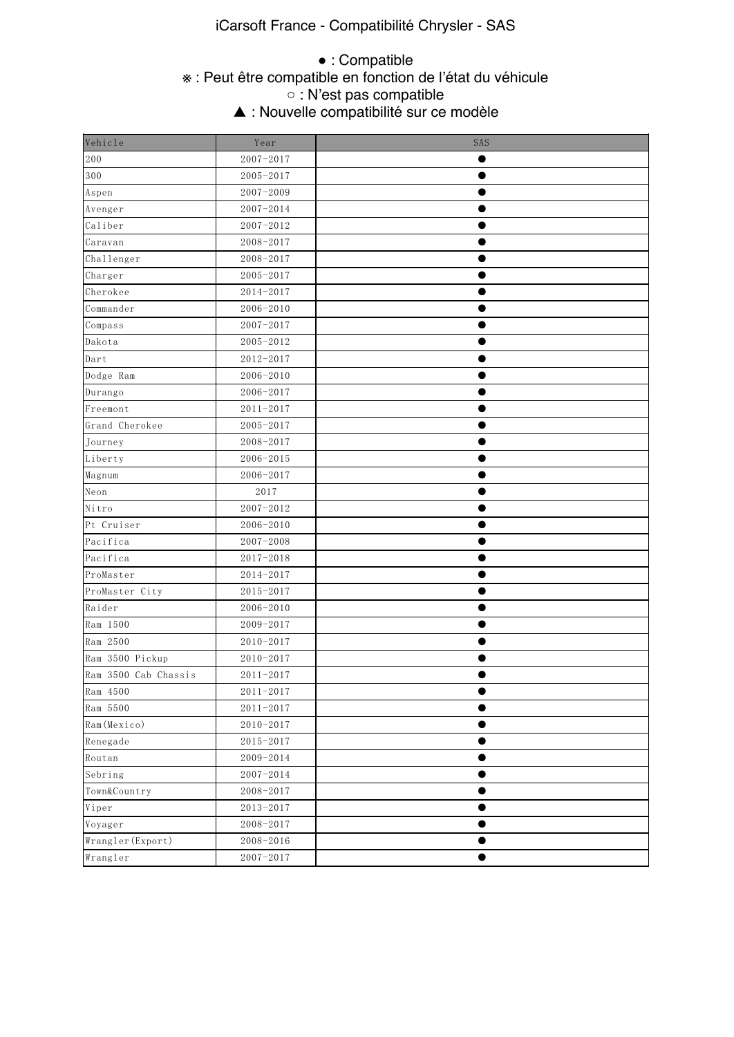# iCarsoft France - Compatibilité Chrysler - SAS

● : Compatible

※ : Peut être compatible en fonction de l'état du véhicule

○ : N'est pas compatible

▲ : Nouvelle compatibilité sur ce modèle

| Vehicle | Year | SAS |
|---|---|---|
| 200 | 2007-2017 | ● |
| 300 | 2005-2017 | ● |
| Aspen | 2007-2009 | ● |
| Avenger | 2007-2014 | ● |
| Caliber | 2007-2012 | ● |
| Caravan | 2008-2017 | ● |
| Challenger | 2008-2017 | ● |
| Charger | 2005-2017 | ● |
| Cherokee | 2014-2017 | ● |
| Commander | 2006-2010 | ● |
| Compass | 2007-2017 | ● |
| Dakota | 2005-2012 | ● |
| Dart | 2012-2017 | ● |
| Dodge Ram | 2006-2010 | ● |
| Durango | 2006-2017 | ● |
| Freemont | 2011-2017 | ● |
| Grand Cherokee | 2005-2017 | ● |
| Journey | 2008-2017 | ● |
| Liberty | 2006-2015 | ● |
| Magnum | 2006-2017 | ● |
| Neon | 2017 | ● |
| Nitro | 2007-2012 | ● |
| Pt Cruiser | 2006-2010 | ● |
| Pacifica | 2007-2008 | ● |
| Pacifica | 2017-2018 | ● |
| ProMaster | 2014-2017 | ● |
| ProMaster City | 2015-2017 | ● |
| Raider | 2006-2010 | ● |
| Ram 1500 | 2009-2017 | ● |
| Ram 2500 | 2010-2017 | ● |
| Ram 3500 Pickup | 2010-2017 | ● |
| Ram 3500 Cab Chassis | 2011-2017 | ● |
| Ram 4500 | 2011-2017 | ● |
| Ram 5500 | 2011-2017 | ● |
| Ram(Mexico) | 2010-2017 | ● |
| Renegade | 2015-2017 | ● |
| Routan | 2009-2014 | ● |
| Sebring | 2007-2014 | ● |
| Town&Country | 2008-2017 | ● |
| Viper | 2013-2017 | ● |
| Voyager | 2008-2017 | ● |
| Wrangler(Export) | 2008-2016 | ● |
| Wrangler | 2007-2017 | ● |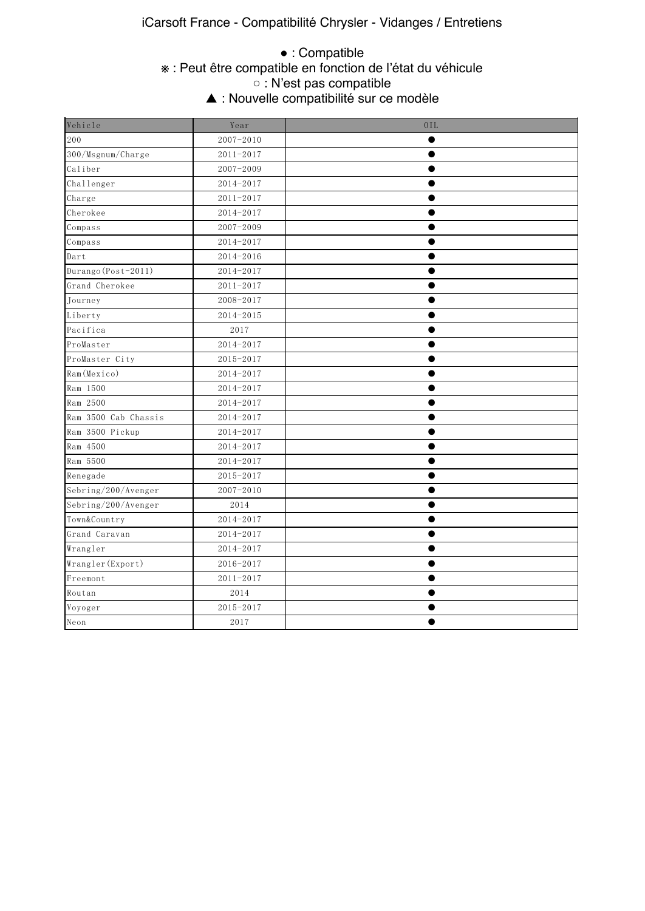# iCarsoft France - Compatibilité Chrysler - Vidanges / Entretiens

● : Compatible

※ : Peut être compatible en fonction de l'état du véhicule

○ : N'est pas compatible

▲ : Nouvelle compatibilité sur ce modèle

| Vehicle | Year | OIL |
|---|---|---|
| 200 | 2007-2010 | ● |
| 300/Msgnum/Charge | 2011-2017 | ● |
| Caliber | 2007-2009 | ● |
| Challenger | 2014-2017 | ● |
| Charge | 2011-2017 | ● |
| Cherokee | 2014-2017 | ● |
| Compass | 2007-2009 | ● |
| Compass | 2014-2017 | ● |
| Dart | 2014-2016 | ● |
| Durango(Post-2011) | 2014-2017 | ● |
| Grand Cherokee | 2011-2017 | ● |
| Journey | 2008-2017 | ● |
| Liberty | 2014-2015 | ● |
| Pacifica | 2017 | ● |
| ProMaster | 2014-2017 | ● |
| ProMaster City | 2015-2017 | ● |
| Ram(Mexico) | 2014-2017 | ● |
| Ram 1500 | 2014-2017 | ● |
| Ram 2500 | 2014-2017 | ● |
| Ram 3500 Cab Chassis | 2014-2017 | ● |
| Ram 3500 Pickup | 2014-2017 | ● |
| Ram 4500 | 2014-2017 | ● |
| Ram 5500 | 2014-2017 | ● |
| Renegade | 2015-2017 | ● |
| Sebring/200/Avenger | 2007-2010 | ● |
| Sebring/200/Avenger | 2014 | ● |
| Town&Country | 2014-2017 | ● |
| Grand Caravan | 2014-2017 | ● |
| Wrangler | 2014-2017 | ● |
| Wrangler(Export) | 2016-2017 | ● |
| Freemont | 2011-2017 | ● |
| Routan | 2014 | ● |
| Voyoger | 2015-2017 | ● |
| Neon | 2017 | ● |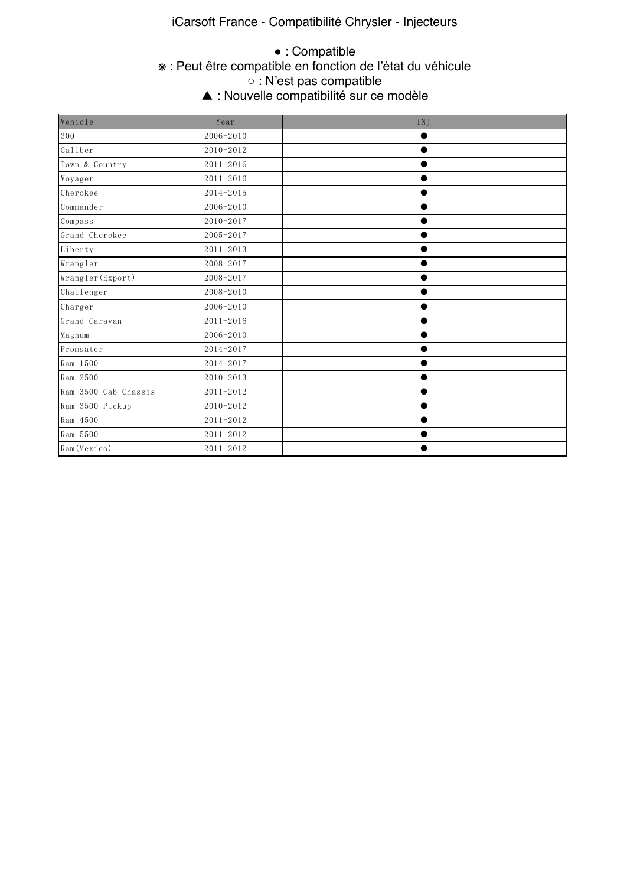# iCarsoft France - Compatibilité Chrysler - Injecteurs

● : Compatible
※ : Peut être compatible en fonction de l’état du véhicule
○ : N’est pas compatible
▲ : Nouvelle compatibilité sur ce modèle

| Vehicle | Year | INJ |
|---|---|---|
| 300 | 2006-2010 | ● |
| Caliber | 2010-2012 | ● |
| Town & Country | 2011-2016 | ● |
| Voyager | 2011-2016 | ● |
| Cherokee | 2014-2015 | ● |
| Commander | 2006-2010 | ● |
| Compass | 2010-2017 | ● |
| Grand Cherokee | 2005-2017 | ● |
| Liberty | 2011-2013 | ● |
| Wrangler | 2008-2017 | ● |
| Wrangler(Export) | 2008-2017 | ● |
| Challenger | 2008-2010 | ● |
| Charger | 2006-2010 | ● |
| Grand Caravan | 2011-2016 | ● |
| Magnum | 2006-2010 | ● |
| Promsater | 2014-2017 | ● |
| Ram 1500 | 2014-2017 | ● |
| Ram 2500 | 2010-2013 | ● |
| Ram 3500 Cab Chassis | 2011-2012 | ● |
| Ram 3500 Pickup | 2010-2012 | ● |
| Ram 4500 | 2011-2012 | ● |
| Ram 5500 | 2011-2012 | ● |
| Ram(Mexico) | 2011-2012 | ● |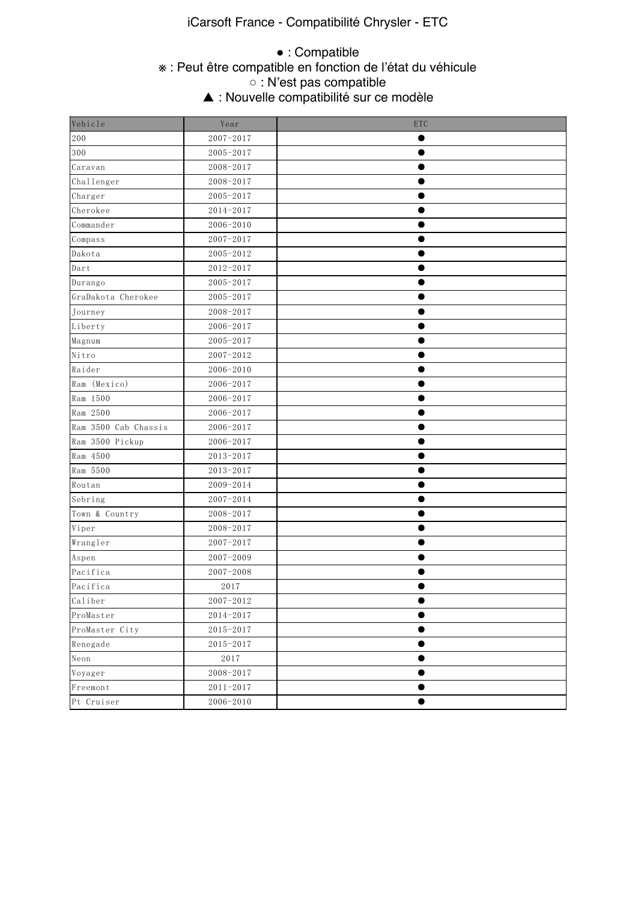# iCarsoft France - Compatibilité Chrysler - ETC

● : Compatible
※ : Peut être compatible en fonction de l'état du véhicule
○ : N'est pas compatible
▲ : Nouvelle compatibilité sur ce modèle

| Vehicle | Year | ETC |
|---|---|---|
| 200 | 2007-2017 | ● |
| 300 | 2005-2017 | ● |
| Caravan | 2008-2017 | ● |
| Challenger | 2008-2017 | ● |
| Charger | 2005-2017 | ● |
| Cherokee | 2014-2017 | ● |
| Commander | 2006-2010 | ● |
| Compass | 2007-2017 | ● |
| Dakota | 2005-2012 | ● |
| Dart | 2012-2017 | ● |
| Durango | 2005-2017 | ● |
| GraDakota Cherokee | 2005-2017 | ● |
| Journey | 2008-2017 | ● |
| Liberty | 2006-2017 | ● |
| Magnum | 2005-2017 | ● |
| Nitro | 2007-2012 | ● |
| Raider | 2006-2010 | ● |
| Ram (Mexico) | 2006-2017 | ● |
| Ram 1500 | 2006-2017 | ● |
| Ram 2500 | 2006-2017 | ● |
| Ram 3500 Cab Chassis | 2006-2017 | ● |
| Ram 3500 Pickup | 2006-2017 | ● |
| Ram 4500 | 2013-2017 | ● |
| Ram 5500 | 2013-2017 | ● |
| Routan | 2009-2014 | ● |
| Sebring | 2007-2014 | ● |
| Town & Country | 2008-2017 | ● |
| Viper | 2008-2017 | ● |
| Wrangler | 2007-2017 | ● |
| Aspen | 2007-2009 | ● |
| Pacifica | 2007-2008 | ● |
| Pacifica | 2017 | ● |
| Caliber | 2007-2012 | ● |
| ProMaster | 2014-2017 | ● |
| ProMaster City | 2015-2017 | ● |
| Renegade | 2015-2017 | ● |
| Neon | 2017 | ● |
| Voyager | 2008-2017 | ● |
| Freemont | 2011-2017 | ● |
| Pt Cruiser | 2006-2010 | ● |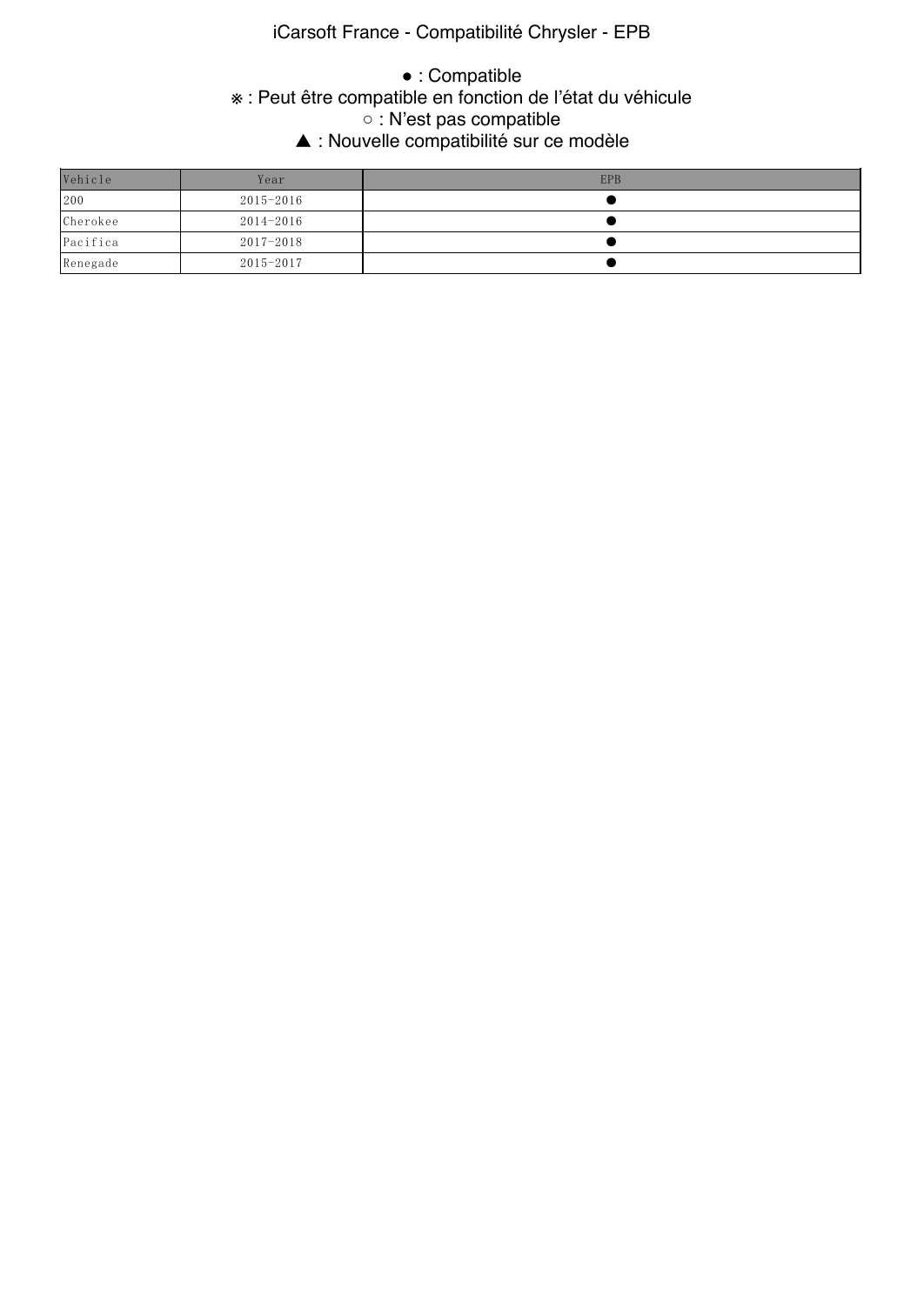# iCarsoft France - Compatibilité Chrysler - EPB

● : Compatible
※ : Peut être compatible en fonction de l'état du véhicule
○ : N'est pas compatible
▲ : Nouvelle compatibilité sur ce modèle

| Vehicle | Year | EPB |
|---|---|---|
| 200 | 2015-2016 | ● |
| Cherokee | 2014-2016 | ● |
| Pacifica | 2017-2018 | ● |
| Renegade | 2015-2017 | ● |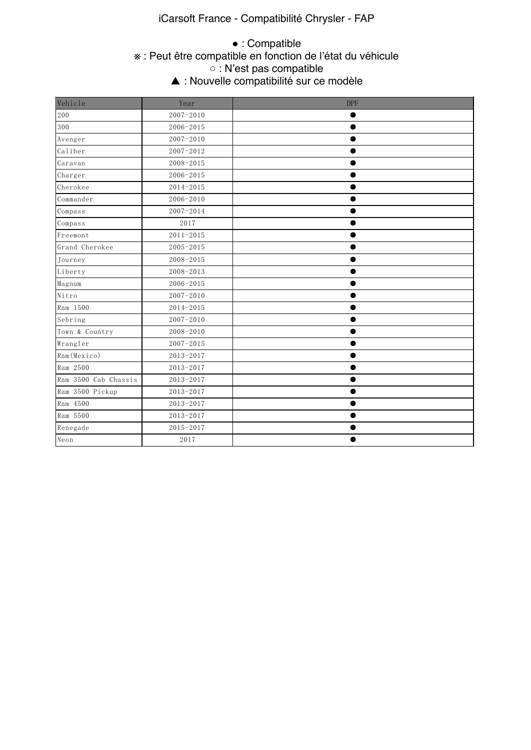# iCarsoft France - Compatibilité Chrysler - FAP

● : Compatible
※ : Peut être compatible en fonction de l'état du véhicule
○ : N'est pas compatible
▲ : Nouvelle compatibilité sur ce modèle

| Vehicle | Year | DPF |
|---|---|---|
| 200 | 2007-2010 | ● |
| 300 | 2006-2015 | ● |
| Avenger | 2007-2010 | ● |
| Caliber | 2007-2012 | ● |
| Caravan | 2008-2015 | ● |
| Charger | 2006-2015 | ● |
| Cherokee | 2014-2015 | ● |
| Commander | 2006-2010 | ● |
| Compass | 2007-2014 | ● |
| Compass | 2017 | ● |
| Freemont | 2011-2015 | ● |
| Grand Cherokee | 2005-2015 | ● |
| Journey | 2008-2015 | ● |
| Liberty | 2008-2013 | ● |
| Magnum | 2006-2015 | ● |
| Nitro | 2007-2010 | ● |
| Ram 1500 | 2014-2015 | ● |
| Sebring | 2007-2010 | ● |
| Town & Country | 2008-2010 | ● |
| Wrangler | 2007-2015 | ● |
| Ram(Mexico) | 2013-2017 | ● |
| Ram 2500 | 2013-2017 | ● |
| Ram 3500 Cab Chassis | 2013-2017 | ● |
| Ram 3500 Pickup | 2013-2017 | ● |
| Ram 4500 | 2013-2017 | ● |
| Ram 5500 | 2013-2017 | ● |
| Renegade | 2015-2017 | ● |
| Neon | 2017 | ● |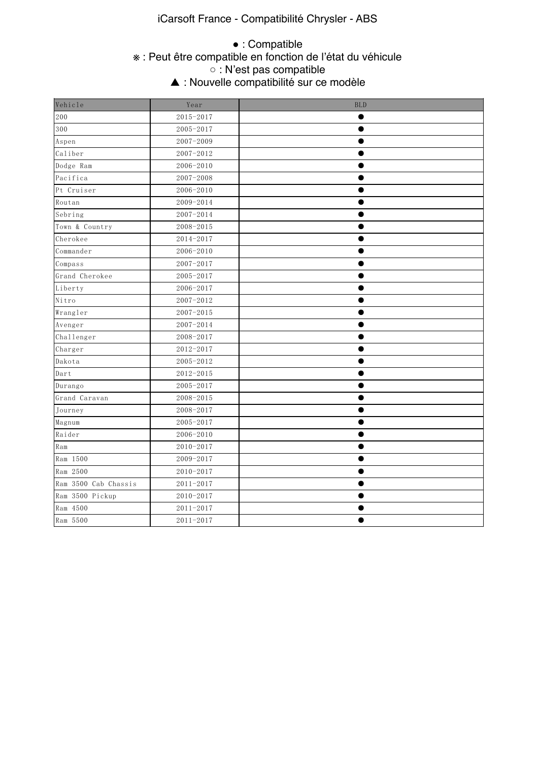# iCarsoft France - Compatibilité Chrysler - ABS

● : Compatible
※ : Peut être compatible en fonction de l'état du véhicule
○ : N'est pas compatible
▲ : Nouvelle compatibilité sur ce modèle

| Vehicle | Year | BLD |
|---|---|---|
| 200 | 2015-2017 | ● |
| 300 | 2005-2017 | ● |
| Aspen | 2007-2009 | ● |
| Caliber | 2007-2012 | ● |
| Dodge Ram | 2006-2010 | ● |
| Pacifica | 2007-2008 | ● |
| Pt Cruiser | 2006-2010 | ● |
| Routan | 2009-2014 | ● |
| Sebring | 2007-2014 | ● |
| Town & Country | 2008-2015 | ● |
| Cherokee | 2014-2017 | ● |
| Commander | 2006-2010 | ● |
| Compass | 2007-2017 | ● |
| Grand Cherokee | 2005-2017 | ● |
| Liberty | 2006-2017 | ● |
| Nitro | 2007-2012 | ● |
| Wrangler | 2007-2015 | ● |
| Avenger | 2007-2014 | ● |
| Challenger | 2008-2017 | ● |
| Charger | 2012-2017 | ● |
| Dakota | 2005-2012 | ● |
| Dart | 2012-2015 | ● |
| Durango | 2005-2017 | ● |
| Grand Caravan | 2008-2015 | ● |
| Journey | 2008-2017 | ● |
| Magnum | 2005-2017 | ● |
| Raider | 2006-2010 | ● |
| Ram | 2010-2017 | ● |
| Ram 1500 | 2009-2017 | ● |
| Ram 2500 | 2010-2017 | ● |
| Ram 3500 Cab Chassis | 2011-2017 | ● |
| Ram 3500 Pickup | 2010-2017 | ● |
| Ram 4500 | 2011-2017 | ● |
| Ram 5500 | 2011-2017 | ● |